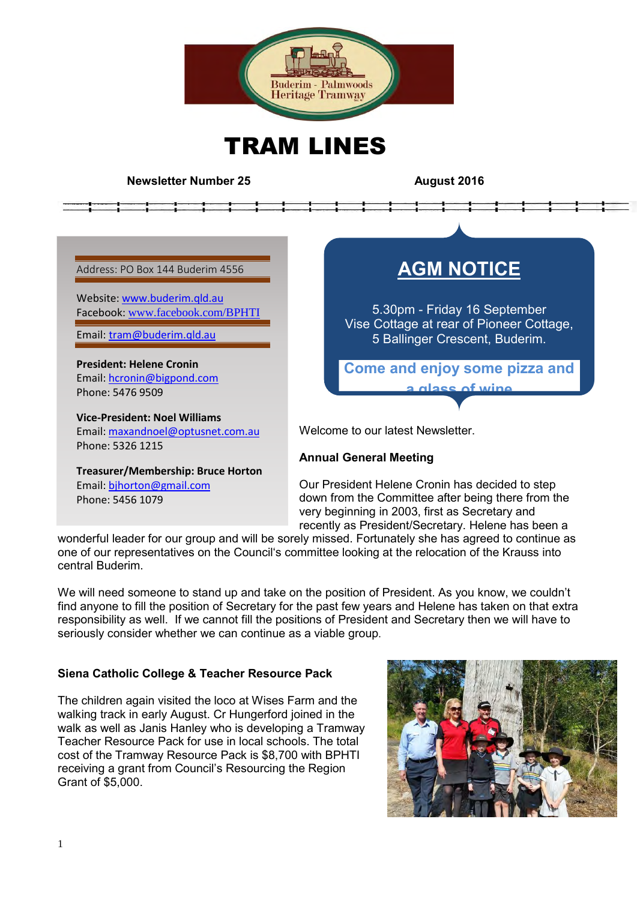Buderim - Palmwoods Heritage Tramway

# TRAM LINES

**Newsletter Number 25** **August 2016**

Address: PO Box 144 Buderim 4556

Website: www.buderim.qld.au
Facebook: www.facebook.com/BPHTI

Email: tram@buderim.qld.au

**President: Helene Cronin**
Email: hcronin@bigpond.com
Phone: 5476 9509

**Vice-President: Noel Williams**
Email: maxandnoel@optusnet.com.au
Phone: 5326 1215

**Treasurer/Membership: Bruce Horton**
Email: bjhorton@gmail.com
Phone: 5456 1079

## AGM NOTICE

5.30pm - Friday 16 September
Vise Cottage at rear of Pioneer Cottage,
5 Ballinger Crescent, Buderim.

**Come and enjoy some pizza and a glass of wine**

Welcome to our latest Newsletter.

**Annual General Meeting**

Our President Helene Cronin has decided to step down from the Committee after being there from the very beginning in 2003, first as Secretary and recently as President/Secretary. Helene has been a wonderful leader for our group and will be sorely missed. Fortunately she has agreed to continue as one of our representatives on the Council's committee looking at the relocation of the Krauss into central Buderim.

We will need someone to stand up and take on the position of President. As you know, we couldn't find anyone to fill the position of Secretary for the past few years and Helene has taken on that extra responsibility as well. If we cannot fill the positions of President and Secretary then we will have to seriously consider whether we can continue as a viable group.

**Siena Catholic College & Teacher Resource Pack**

The children again visited the loco at Wises Farm and the walking track in early August. Cr Hungerford joined in the walk as well as Janis Hanley who is developing a Tramway Teacher Resource Pack for use in local schools. The total cost of the Tramway Resource Pack is $8,700 with BPHTI receiving a grant from Council's Resourcing the Region Grant of $5,000.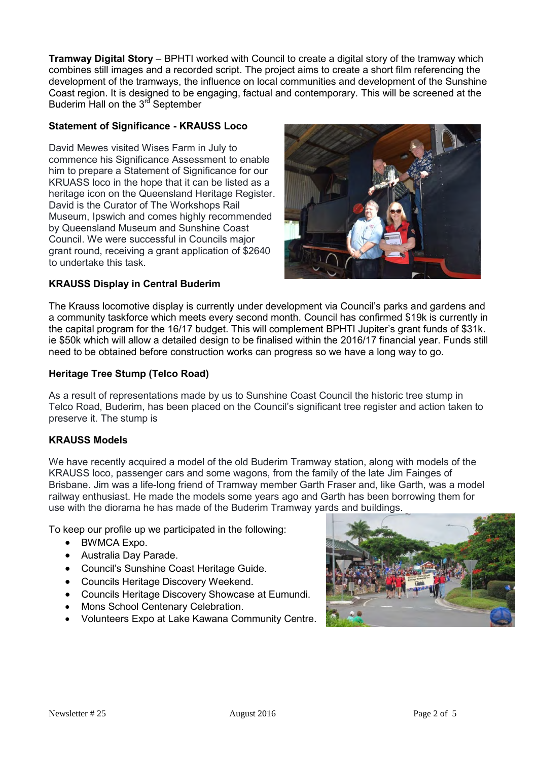**Tramway Digital Story** – BPHTI worked with Council to create a digital story of the tramway which combines still images and a recorded script. The project aims to create a short film referencing the development of the tramways, the influence on local communities and development of the Sunshine Coast region. It is designed to be engaging, factual and contemporary. This will be screened at the Buderim Hall on the 3rd September

### Statement of Significance - KRAUSS Loco

David Mewes visited Wises Farm in July to commence his Significance Assessment to enable him to prepare a Statement of Significance for our KRUASS loco in the hope that it can be listed as a heritage icon on the Queensland Heritage Register. David is the Curator of The Workshops Rail Museum, Ipswich and comes highly recommended by Queensland Museum and Sunshine Coast Council. We were successful in Councils major grant round, receiving a grant application of $2640 to undertake this task.

### KRAUSS Display in Central Buderim

The Krauss locomotive display is currently under development via Council's parks and gardens and a community taskforce which meets every second month. Council has confirmed $19k is currently in the capital program for the 16/17 budget. This will complement BPHTI Jupiter's grant funds of $31k. ie $50k which will allow a detailed design to be finalised within the 2016/17 financial year. Funds still need to be obtained before construction works can progress so we have a long way to go.

### Heritage Tree Stump (Telco Road)

As a result of representations made by us to Sunshine Coast Council the historic tree stump in Telco Road, Buderim, has been placed on the Council's significant tree register and action taken to preserve it. The stump is

### KRAUSS Models

We have recently acquired a model of the old Buderim Tramway station, along with models of the KRAUSS loco, passenger cars and some wagons, from the family of the late Jim Fainges of Brisbane. Jim was a life-long friend of Tramway member Garth Fraser and, like Garth, was a model railway enthusiast. He made the models some years ago and Garth has been borrowing them for use with the diorama he has made of the Buderim Tramway yards and buildings.

To keep our profile up we participated in the following:

- BWMCA Expo.
- Australia Day Parade.
- Council's Sunshine Coast Heritage Guide.
- Councils Heritage Discovery Weekend.
- Councils Heritage Discovery Showcase at Eumundi.
- Mons School Centenary Celebration.
- Volunteers Expo at Lake Kawana Community Centre.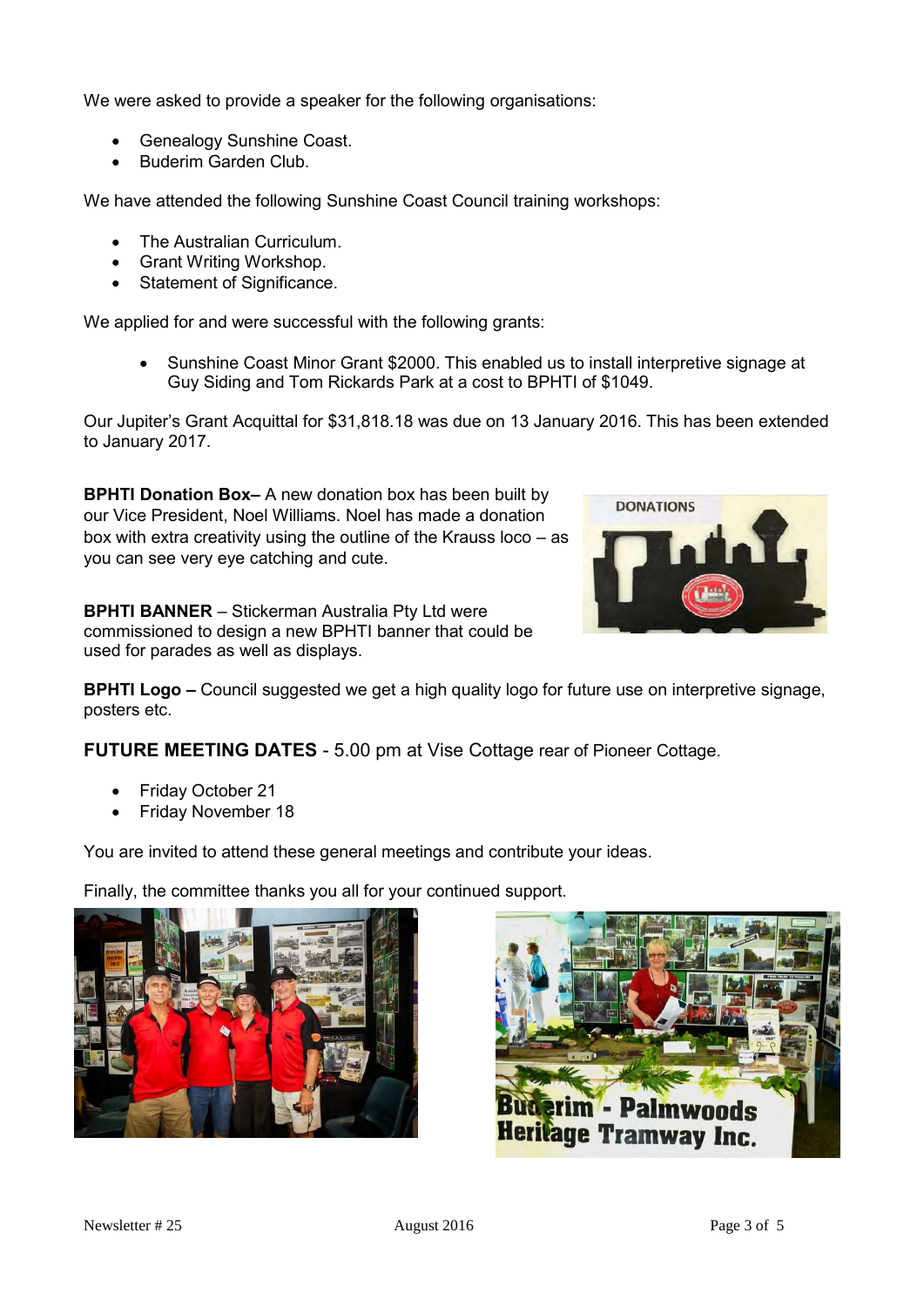We were asked to provide a speaker for the following organisations:

- Genealogy Sunshine Coast.
- Buderim Garden Club.

We have attended the following Sunshine Coast Council training workshops:

- The Australian Curriculum.
- Grant Writing Workshop.
- Statement of Significance.

We applied for and were successful with the following grants:

- Sunshine Coast Minor Grant $2000. This enabled us to install interpretive signage at Guy Siding and Tom Rickards Park at a cost to BPHTI of $1049.

Our Jupiter's Grant Acquittal for $31,818.18 was due on 13 January 2016. This has been extended to January 2017.

**BPHTI Donation Box–** A new donation box has been built by our Vice President, Noel Williams. Noel has made a donation box with extra creativity using the outline of the Krauss loco – as you can see very eye catching and cute.

**BPHTI BANNER** – Stickerman Australia Pty Ltd were commissioned to design a new BPHTI banner that could be used for parades as well as displays.

**BPHTI Logo –** Council suggested we get a high quality logo for future use on interpretive signage, posters etc.

**FUTURE MEETING DATES** - 5.00 pm at Vise Cottage rear of Pioneer Cottage.

- Friday October 21
- Friday November 18

You are invited to attend these general meetings and contribute your ideas.

Finally, the committee thanks you all for your continued support.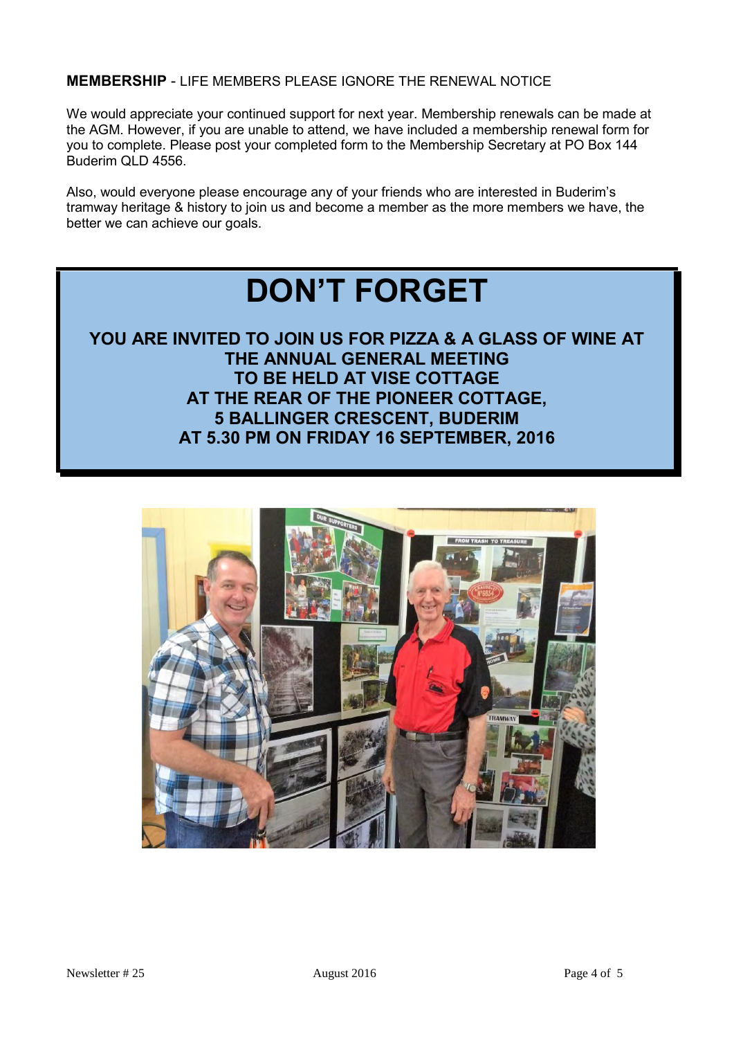**MEMBERSHIP** - LIFE MEMBERS PLEASE IGNORE THE RENEWAL NOTICE

We would appreciate your continued support for next year. Membership renewals can be made at the AGM. However, if you are unable to attend, we have included a membership renewal form for you to complete. Please post your completed form to the Membership Secretary at PO Box 144 Buderim QLD 4556.

Also, would everyone please encourage any of your friends who are interested in Buderim's tramway heritage & history to join us and become a member as the more members we have, the better we can achieve our goals.

# DON'T FORGET

**YOU ARE INVITED TO JOIN US FOR PIZZA & A GLASS OF WINE AT THE ANNUAL GENERAL MEETING TO BE HELD AT VISE COTTAGE AT THE REAR OF THE PIONEER COTTAGE, 5 BALLINGER CRESCENT, BUDERIM AT 5.30 PM ON FRIDAY 16 SEPTEMBER, 2016**